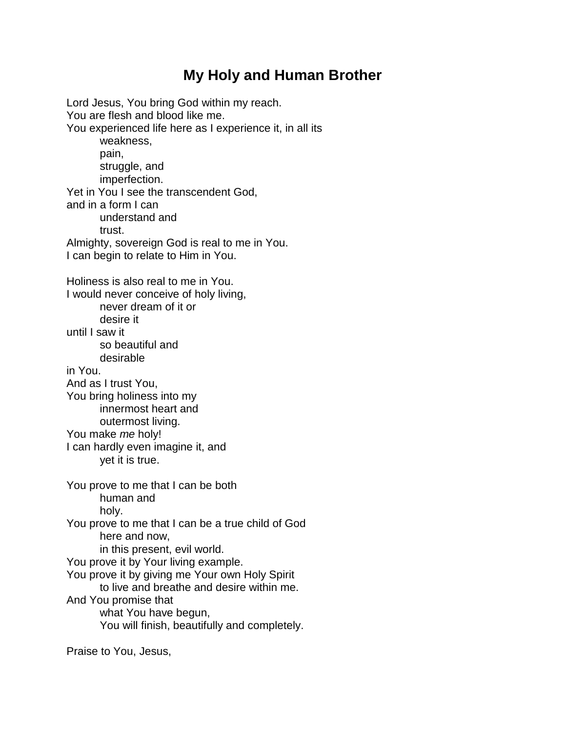# My Holy and Human Brother

Lord Jesus, You bring God within my reach.
You are flesh and blood like me.
You experienced life here as I experience it, in all its
    weakness,
    pain,
    struggle, and
    imperfection.
Yet in You I see the transcendent God,
and in a form I can
    understand and
    trust.
Almighty, sovereign God is real to me in You.
I can begin to relate to Him in You.

Holiness is also real to me in You.
I would never conceive of holy living,
    never dream of it or
    desire it
until I saw it
    so beautiful and
    desirable
in You.
And as I trust You,
You bring holiness into my
    innermost heart and
    outermost living.
You make *me* holy!
I can hardly even imagine it, and
    yet it is true.

You prove to me that I can be both
    human and
    holy.
You prove to me that I can be a true child of God
    here and now,
    in this present, evil world.
You prove it by Your living example.
You prove it by giving me Your own Holy Spirit
    to live and breathe and desire within me.
And You promise that
    what You have begun,
    You will finish, beautifully and completely.

Praise to You, Jesus,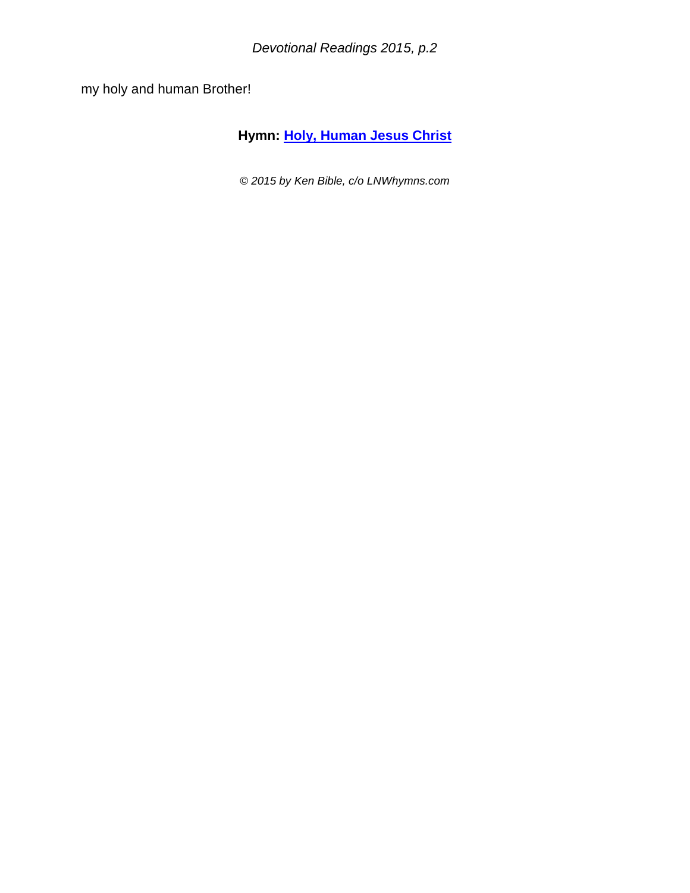my holy and human Brother!

**Hymn: Holy, Human Jesus Christ**

*© 2015 by Ken Bible, c/o LNWhymns.com*